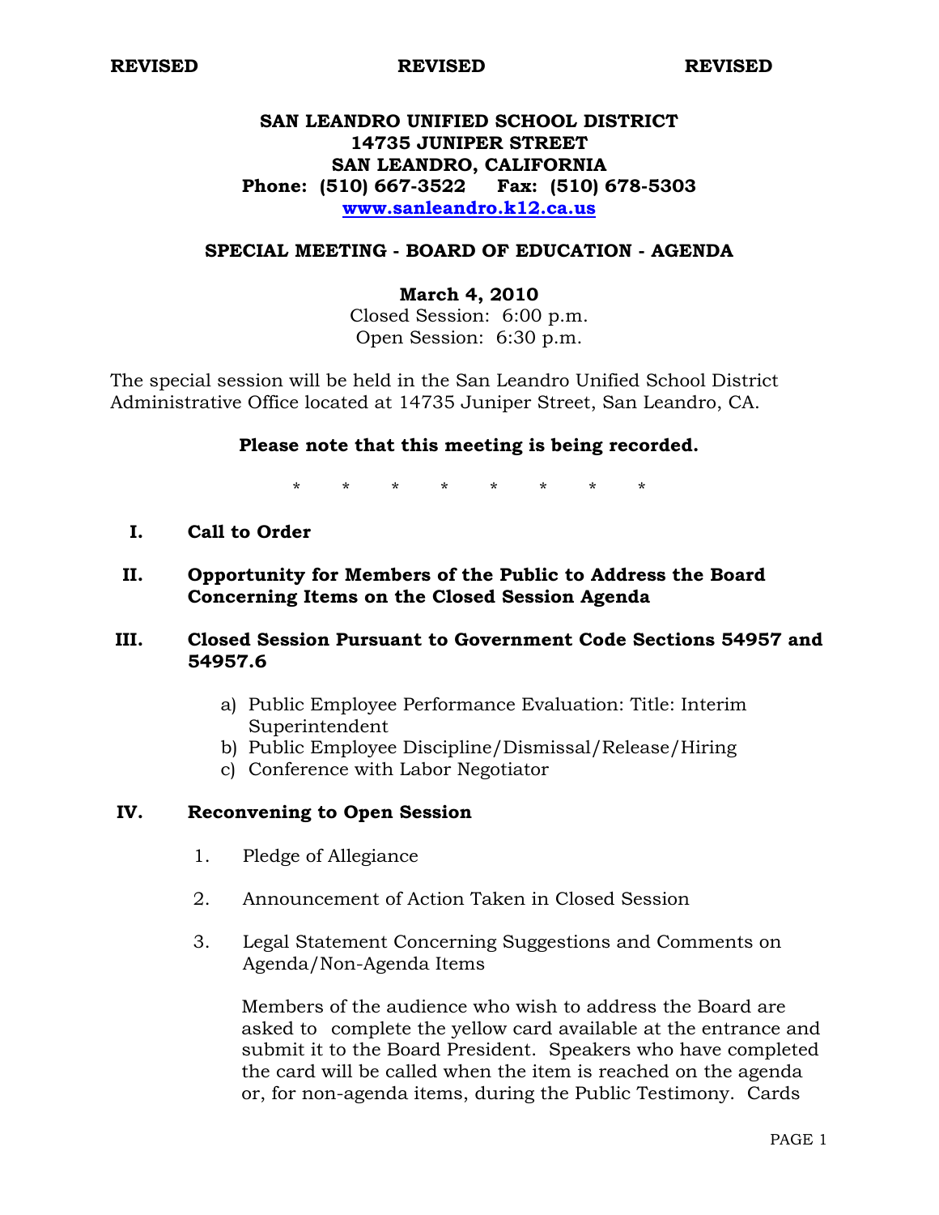**REVISED** **REVISED** **REVISED**

# SAN LEANDRO UNIFIED SCHOOL DISTRICT
**14735 JUNIPER STREET**
**SAN LEANDRO, CALIFORNIA**
**Phone: (510) 667-3522 Fax: (510) 678-5303**
**[www.sanleandro.k12.ca.us](http://www.sanleandro.k12.ca.us)**

## SPECIAL MEETING - BOARD OF EDUCATION - AGENDA

**March 4, 2010**
Closed Session: 6:00 p.m.
Open Session: 6:30 p.m.

The special session will be held in the San Leandro Unified School District Administrative Office located at 14735 Juniper Street, San Leandro, CA.

**Please note that this meeting is being recorded.**

\* \* \* \* \* \* \* \*

**I. Call to Order**

**II. Opportunity for Members of the Public to Address the Board Concerning Items on the Closed Session Agenda**

**III. Closed Session Pursuant to Government Code Sections 54957 and 54957.6**

a) Public Employee Performance Evaluation: Title: Interim Superintendent
b) Public Employee Discipline/Dismissal/Release/Hiring
c) Conference with Labor Negotiator

**IV. Reconvening to Open Session**

1. Pledge of Allegiance

2. Announcement of Action Taken in Closed Session

3. Legal Statement Concerning Suggestions and Comments on Agenda/Non-Agenda Items

   Members of the audience who wish to address the Board are asked to complete the yellow card available at the entrance and submit it to the Board President. Speakers who have completed the card will be called when the item is reached on the agenda or, for non-agenda items, during the Public Testimony. Cards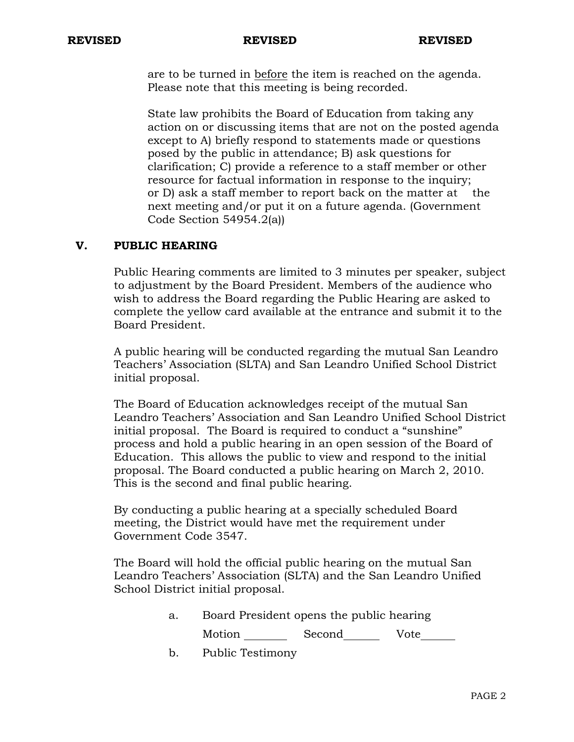are to be turned in <u>before</u> the item is reached on the agenda. Please note that this meeting is being recorded.

State law prohibits the Board of Education from taking any action on or discussing items that are not on the posted agenda except to A) briefly respond to statements made or questions posed by the public in attendance; B) ask questions for clarification; C) provide a reference to a staff member or other resource for factual information in response to the inquiry; or D) ask a staff member to report back on the matter at the next meeting and/or put it on a future agenda. (Government Code Section 54954.2(a))

## V. PUBLIC HEARING

Public Hearing comments are limited to 3 minutes per speaker, subject to adjustment by the Board President. Members of the audience who wish to address the Board regarding the Public Hearing are asked to complete the yellow card available at the entrance and submit it to the Board President.

A public hearing will be conducted regarding the mutual San Leandro Teachers' Association (SLTA) and San Leandro Unified School District initial proposal.

The Board of Education acknowledges receipt of the mutual San Leandro Teachers' Association and San Leandro Unified School District initial proposal. The Board is required to conduct a "sunshine" process and hold a public hearing in an open session of the Board of Education. This allows the public to view and respond to the initial proposal. The Board conducted a public hearing on March 2, 2010. This is the second and final public hearing.

By conducting a public hearing at a specially scheduled Board meeting, the District would have met the requirement under Government Code 3547.

The Board will hold the official public hearing on the mutual San Leandro Teachers' Association (SLTA) and the San Leandro Unified School District initial proposal.

a. Board President opens the public hearing

Motion \_\_\_\_\_\_\_ Second\_\_\_\_\_\_ Vote\_\_\_\_\_\_

b. Public Testimony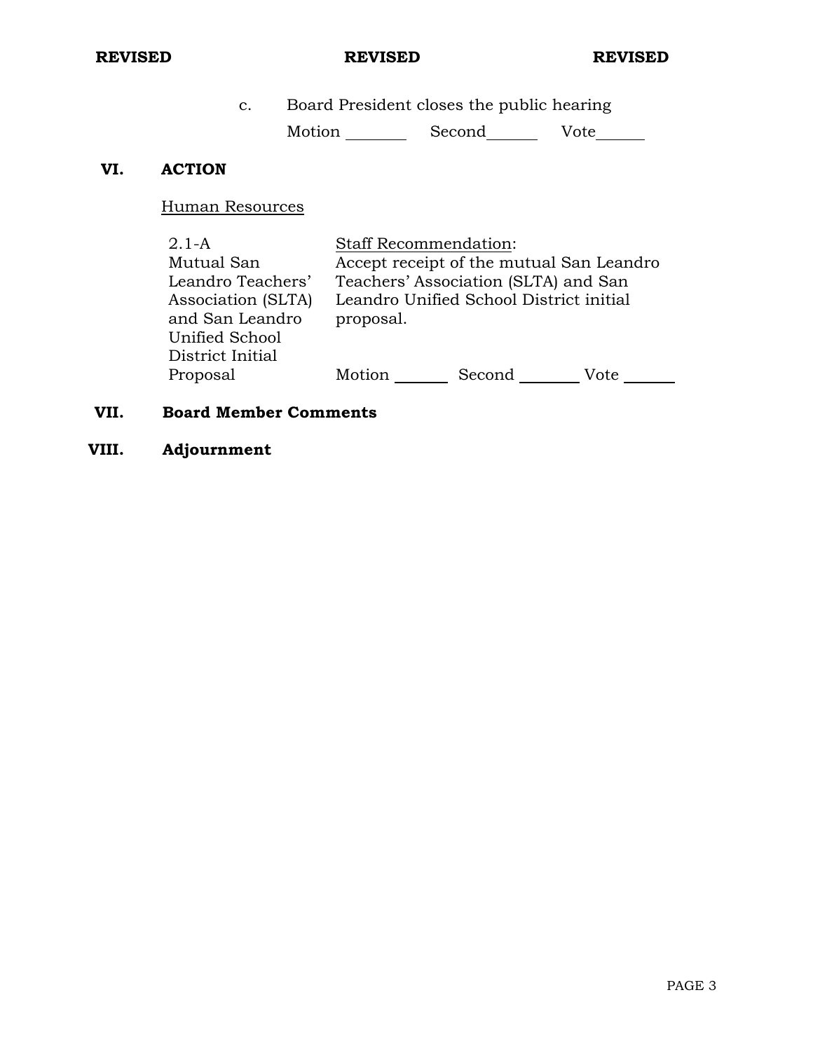**REVISED** **REVISED** **REVISED**

c. Board President closes the public hearing

Motion ________ Second ________ Vote ________

## VI. ACTION

Human Resources

| | |
|---|---|
| 2.1-A<br>Mutual San Leandro Teachers' Association (SLTA) and San Leandro Unified School District Initial Proposal | Staff Recommendation:<br>Accept receipt of the mutual San Leandro Teachers' Association (SLTA) and San Leandro Unified School District initial proposal.<br><br>Motion ________ Second ________ Vote ________ |

## VII. Board Member Comments

## VIII. Adjournment